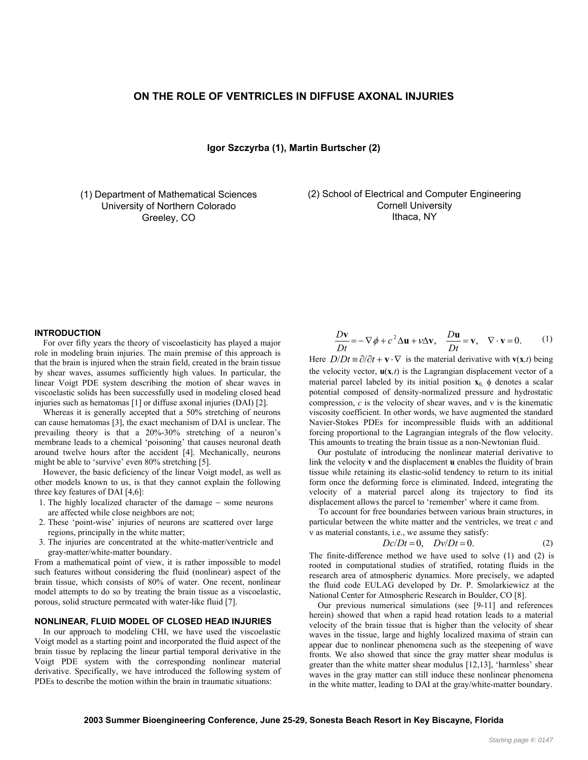# ON THE ROLE OF VENTRICLES IN DIFFUSE AXONAL INJURIES

**Igor Szczyrba (1), Martin Burtscher (2)**

(1) Department of Mathematical Sciences
University of Northern Colorado
Greeley, CO

(2) School of Electrical and Computer Engineering
Cornell University
Ithaca, NY

## INTRODUCTION

For over fifty years the theory of viscoelasticity has played a major role in modeling brain injuries. The main premise of this approach is that the brain is injured when the strain field, created in the brain tissue by shear waves, assumes sufficiently high values. In particular, the linear Voigt PDE system describing the motion of shear waves in viscoelastic solids has been successfully used in modeling closed head injuries such as hematomas [1] or diffuse axonal injuries (DAI) [2].

Whereas it is generally accepted that a 50% stretching of neurons can cause hematomas [3], the exact mechanism of DAI is unclear. The prevailing theory is that a 20%-30% stretching of a neuron's membrane leads to a chemical 'poisoning' that causes neuronal death around twelve hours after the accident [4]. Mechanically, neurons might be able to 'survive' even 80% stretching [5].

However, the basic deficiency of the linear Voigt model, as well as other models known to us, is that they cannot explain the following three key features of DAI [4,6]:

1. The highly localized character of the damage − some neurons are affected while close neighbors are not;
2. These 'point-wise' injuries of neurons are scattered over large regions, principally in the white matter;
3. The injuries are concentrated at the white-matter/ventricle and gray-matter/white-matter boundary.

From a mathematical point of view, it is rather impossible to model such features without considering the fluid (nonlinear) aspect of the brain tissue, which consists of 80% of water. One recent, nonlinear model attempts to do so by treating the brain tissue as a viscoelastic, porous, solid structure permeated with water-like fluid [7].

## NONLINEAR, FLUID MODEL OF CLOSED HEAD INJURIES

In our approach to modeling CHI, we have used the viscoelastic Voigt model as a starting point and incorporated the fluid aspect of the brain tissue by replacing the linear partial temporal derivative in the Voigt PDE system with the corresponding nonlinear material derivative. Specifically, we have introduced the following system of PDEs to describe the motion within the brain in traumatic situations:

$$\frac{D\mathbf{v}}{Dt} = -\nabla\phi + c^2\Delta\mathbf{u} + \nu\Delta\mathbf{v}, \quad \frac{D\mathbf{u}}{Dt} = \mathbf{v}, \quad \nabla\cdot\mathbf{v} = 0. \tag{1}$$

Here $D/Dt \equiv \partial/\partial t + \mathbf{v}\cdot\nabla$ is the material derivative with $\mathbf{v}(\mathbf{x},t)$ being the velocity vector, $\mathbf{u}(\mathbf{x},t)$ is the Lagrangian displacement vector of a material parcel labeled by its initial position $\mathbf{x}_0$, $\phi$ denotes a scalar potential composed of density-normalized pressure and hydrostatic compression, $c$ is the velocity of shear waves, and $\nu$ is the kinematic viscosity coefficient. In other words, we have augmented the standard Navier-Stokes PDEs for incompressible fluids with an additional forcing proportional to the Lagrangian integrals of the flow velocity. This amounts to treating the brain tissue as a non-Newtonian fluid.

Our postulate of introducing the nonlinear material derivative to link the velocity $\mathbf{v}$ and the displacement $\mathbf{u}$ enables the fluidity of brain tissue while retaining its elastic-solid tendency to return to its initial form once the deforming force is eliminated. Indeed, integrating the velocity of a material parcel along its trajectory to find its displacement allows the parcel to 'remember' where it came from.

To account for free boundaries between various brain structures, in particular between the white matter and the ventricles, we treat $c$ and $\nu$ as material constants, i.e., we assume they satisfy:

$$Dc/Dt = 0, \quad D\nu/Dt = 0. \tag{2}$$

The finite-difference method we have used to solve (1) and (2) is rooted in computational studies of stratified, rotating fluids in the research area of atmospheric dynamics. More precisely, we adapted the fluid code EULAG developed by Dr. P. Smolarkiewicz at the National Center for Atmospheric Research in Boulder, CO [8].

Our previous numerical simulations (see [9-11] and references herein) showed that when a rapid head rotation leads to a material velocity of the brain tissue that is higher than the velocity of shear waves in the tissue, large and highly localized maxima of strain can appear due to nonlinear phenomena such as the steepening of wave fronts. We also showed that since the gray matter shear modulus is greater than the white matter shear modulus [12,13], 'harmless' shear waves in the gray matter can still induce these nonlinear phenomena in the white matter, leading to DAI at the gray/white-matter boundary.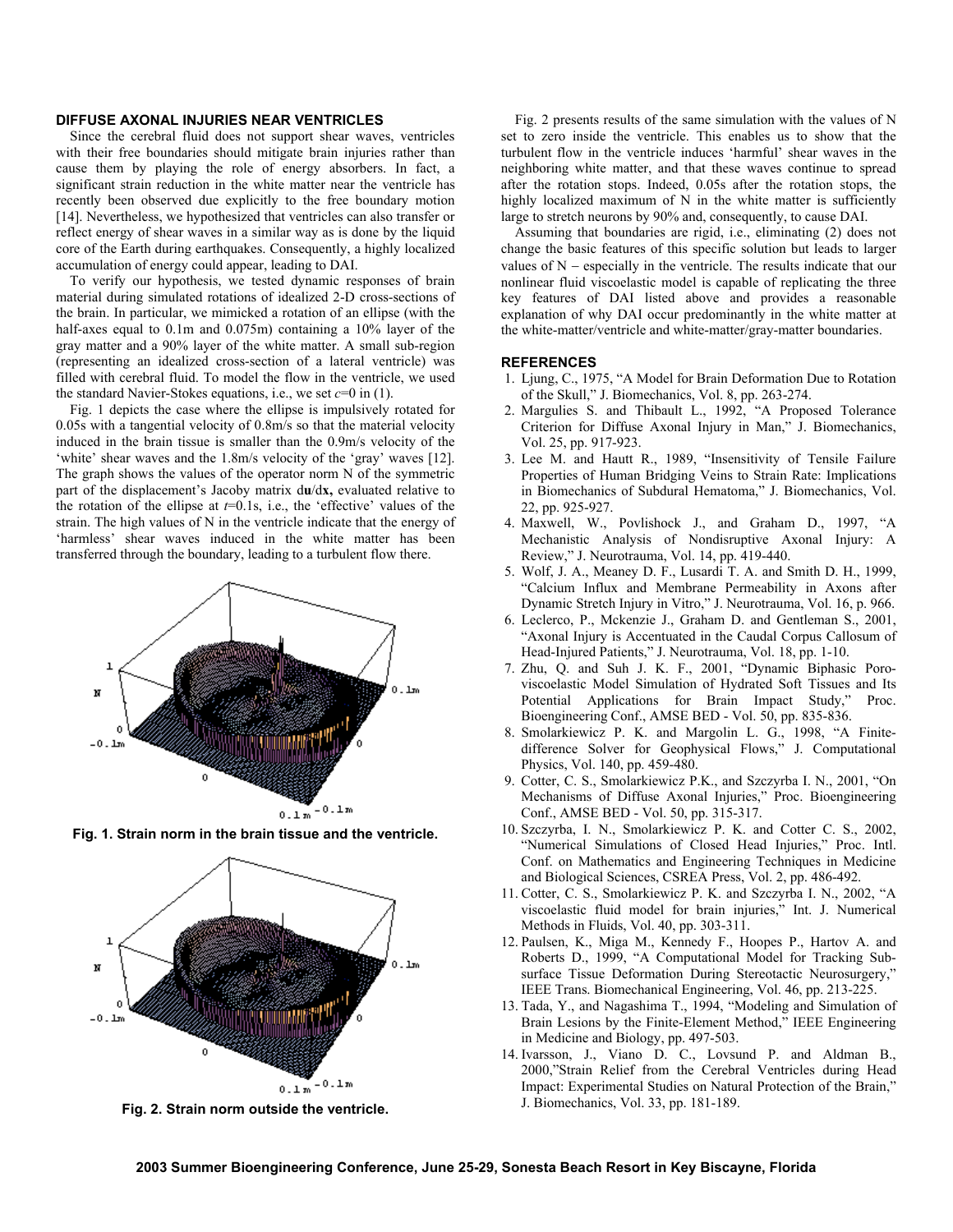## DIFFUSE AXONAL INJURIES NEAR VENTRICLES

Since the cerebral fluid does not support shear waves, ventricles with their free boundaries should mitigate brain injuries rather than cause them by playing the role of energy absorbers. In fact, a significant strain reduction in the white matter near the ventricle has recently been observed due explicitly to the free boundary motion [14]. Nevertheless, we hypothesized that ventricles can also transfer or reflect energy of shear waves in a similar way as is done by the liquid core of the Earth during earthquakes. Consequently, a highly localized accumulation of energy could appear, leading to DAI.

To verify our hypothesis, we tested dynamic responses of brain material during simulated rotations of idealized 2-D cross-sections of the brain. In particular, we mimicked a rotation of an ellipse (with the half-axes equal to 0.1m and 0.075m) containing a 10% layer of the gray matter and a 90% layer of the white matter. A small sub-region (representing an idealized cross-section of a lateral ventricle) was filled with cerebral fluid. To model the flow in the ventricle, we used the standard Navier-Stokes equations, i.e., we set $c$=0 in (1).

Fig. 1 depicts the case where the ellipse is impulsively rotated for 0.05s with a tangential velocity of 0.8m/s so that the material velocity induced in the brain tissue is smaller than the 0.9m/s velocity of the 'white' shear waves and the 1.8m/s velocity of the 'gray' waves [12]. The graph shows the values of the operator norm N of the symmetric part of the displacement's Jacoby matrix d**u**/d**x,** evaluated relative to the rotation of the ellipse at $t$=0.1s, i.e., the 'effective' values of the strain. The high values of N in the ventricle indicate that the energy of 'harmless' shear waves induced in the white matter has been transferred through the boundary, leading to a turbulent flow there.

1
N
0
-0.1m
0
0.1m
-0.1m
0
0.1m

**Fig. 1. Strain norm in the brain tissue and the ventricle.**

1
N
0
-0.1m
0
0.1m
-0.1m
0
0.1m

**Fig. 2. Strain norm outside the ventricle.**

Fig. 2 presents results of the same simulation with the values of N set to zero inside the ventricle. This enables us to show that the turbulent flow in the ventricle induces 'harmful' shear waves in the neighboring white matter, and that these waves continue to spread after the rotation stops. Indeed, 0.05s after the rotation stops, the highly localized maximum of N in the white matter is sufficiently large to stretch neurons by 90% and, consequently, to cause DAI.

Assuming that boundaries are rigid, i.e., eliminating (2) does not change the basic features of this specific solution but leads to larger values of N − especially in the ventricle. The results indicate that our nonlinear fluid viscoelastic model is capable of replicating the three key features of DAI listed above and provides a reasonable explanation of why DAI occur predominantly in the white matter at the white-matter/ventricle and white-matter/gray-matter boundaries.

## REFERENCES

1. Ljung, C., 1975, "A Model for Brain Deformation Due to Rotation of the Skull," J. Biomechanics, Vol. 8, pp. 263-274.
2. Margulies S. and Thibault L., 1992, "A Proposed Tolerance Criterion for Diffuse Axonal Injury in Man," J. Biomechanics, Vol. 25, pp. 917-923.
3. Lee M. and Hautt R., 1989, "Insensitivity of Tensile Failure Properties of Human Bridging Veins to Strain Rate: Implications in Biomechanics of Subdural Hematoma," J. Biomechanics, Vol. 22, pp. 925-927.
4. Maxwell, W., Povlishock J., and Graham D., 1997, "A Mechanistic Analysis of Nondisruptive Axonal Injury: A Review," J. Neurotrauma, Vol. 14, pp. 419-440.
5. Wolf, J. A., Meaney D. F., Lusardi T. A. and Smith D. H., 1999, "Calcium Influx and Membrane Permeability in Axons after Dynamic Stretch Injury in Vitro," J. Neurotrauma, Vol. 16, p. 966.
6. Leclerco, P., Mckenzie J., Graham D. and Gentleman S., 2001, "Axonal Injury is Accentuated in the Caudal Corpus Callosum of Head-Injured Patients," J. Neurotrauma, Vol. 18, pp. 1-10.
7. Zhu, Q. and Suh J. K. F., 2001, "Dynamic Biphasic Poro-viscoelastic Model Simulation of Hydrated Soft Tissues and Its Potential Applications for Brain Impact Study," Proc. Bioengineering Conf., AMSE BED - Vol. 50, pp. 835-836.
8. Smolarkiewicz P. K. and Margolin L. G., 1998, "A Finite-difference Solver for Geophysical Flows," J. Computational Physics, Vol. 140, pp. 459-480.
9. Cotter, C. S., Smolarkiewicz P.K., and Szczyrba I. N., 2001, "On Mechanisms of Diffuse Axonal Injuries," Proc. Bioengineering Conf., AMSE BED - Vol. 50, pp. 315-317.
10. Szczyrba, I. N., Smolarkiewicz P. K. and Cotter C. S., 2002, "Numerical Simulations of Closed Head Injuries," Proc. Intl. Conf. on Mathematics and Engineering Techniques in Medicine and Biological Sciences, CSREA Press, Vol. 2, pp. 486-492.
11. Cotter, C. S., Smolarkiewicz P. K. and Szczyrba I. N., 2002, "A viscoelastic fluid model for brain injuries," Int. J. Numerical Methods in Fluids, Vol. 40, pp. 303-311.
12. Paulsen, K., Miga M., Kennedy F., Hoopes P., Hartov A. and Roberts D., 1999, "A Computational Model for Tracking Sub-surface Tissue Deformation During Stereotactic Neurosurgery," IEEE Trans. Biomechanical Engineering, Vol. 46, pp. 213-225.
13. Tada, Y., and Nagashima T., 1994, "Modeling and Simulation of Brain Lesions by the Finite-Element Method," IEEE Engineering in Medicine and Biology, pp. 497-503.
14. Ivarsson, J., Viano D. C., Lovsund P. and Aldman B., 2000,"Strain Relief from the Cerebral Ventricles during Head Impact: Experimental Studies on Natural Protection of the Brain," J. Biomechanics, Vol. 33, pp. 181-189.